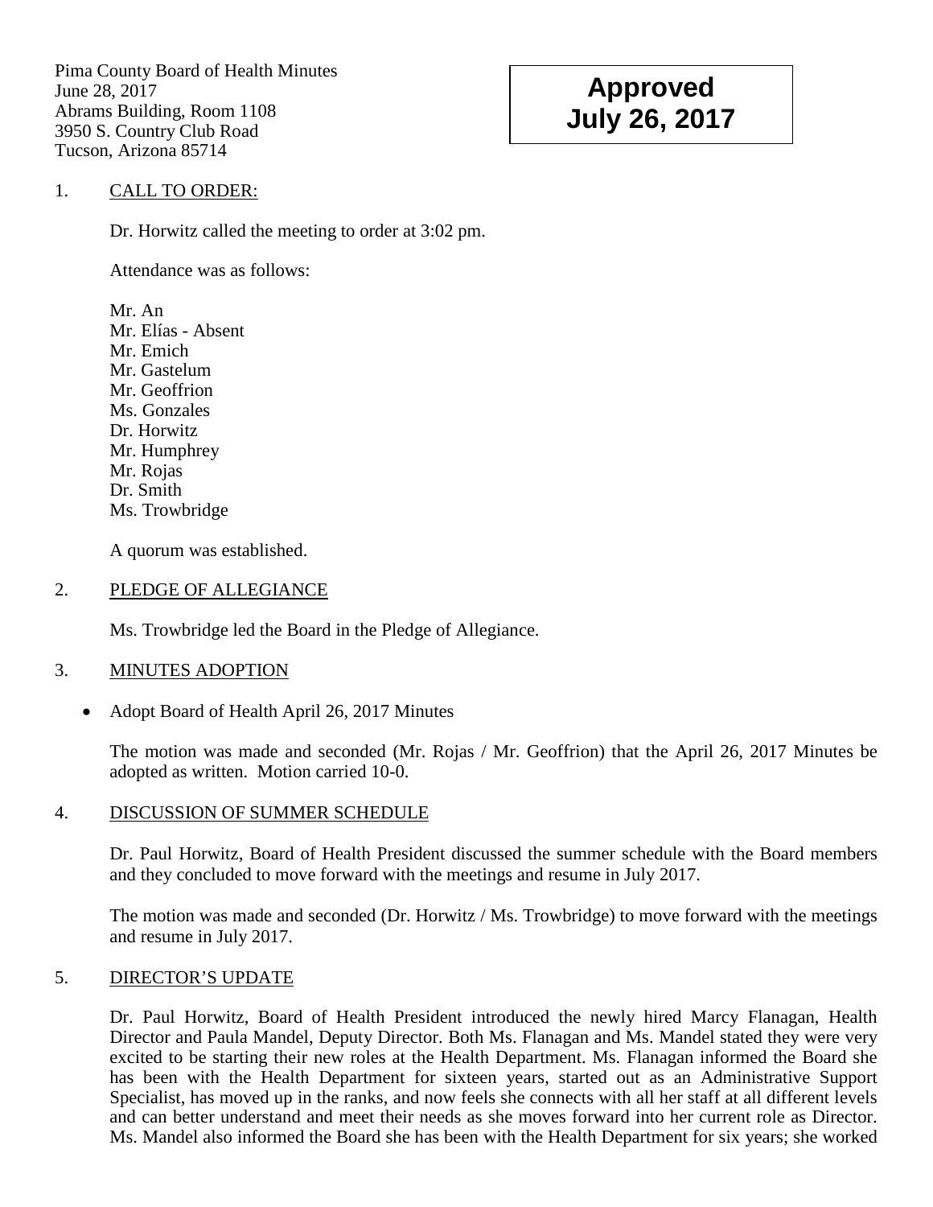Pima County Board of Health Minutes
June 28, 2017
Abrams Building, Room 1108
3950 S. Country Club Road
Tucson, Arizona 85714

**Approved**
**July 26, 2017**

1. CALL TO ORDER:

Dr. Horwitz called the meeting to order at 3:02 pm.

Attendance was as follows:

Mr. An
Mr. Elías - Absent
Mr. Emich
Mr. Gastelum
Mr. Geoffrion
Ms. Gonzales
Dr. Horwitz
Mr. Humphrey
Mr. Rojas
Dr. Smith
Ms. Trowbridge

A quorum was established.

2. PLEDGE OF ALLEGIANCE

Ms. Trowbridge led the Board in the Pledge of Allegiance.

3. MINUTES ADOPTION

- Adopt Board of Health April 26, 2017 Minutes

The motion was made and seconded (Mr. Rojas / Mr. Geoffrion) that the April 26, 2017 Minutes be adopted as written. Motion carried 10-0.

4. DISCUSSION OF SUMMER SCHEDULE

Dr. Paul Horwitz, Board of Health President discussed the summer schedule with the Board members and they concluded to move forward with the meetings and resume in July 2017.

The motion was made and seconded (Dr. Horwitz / Ms. Trowbridge) to move forward with the meetings and resume in July 2017.

5. DIRECTOR'S UPDATE

Dr. Paul Horwitz, Board of Health President introduced the newly hired Marcy Flanagan, Health Director and Paula Mandel, Deputy Director. Both Ms. Flanagan and Ms. Mandel stated they were very excited to be starting their new roles at the Health Department. Ms. Flanagan informed the Board she has been with the Health Department for sixteen years, started out as an Administrative Support Specialist, has moved up in the ranks, and now feels she connects with all her staff at all different levels and can better understand and meet their needs as she moves forward into her current role as Director. Ms. Mandel also informed the Board she has been with the Health Department for six years; she worked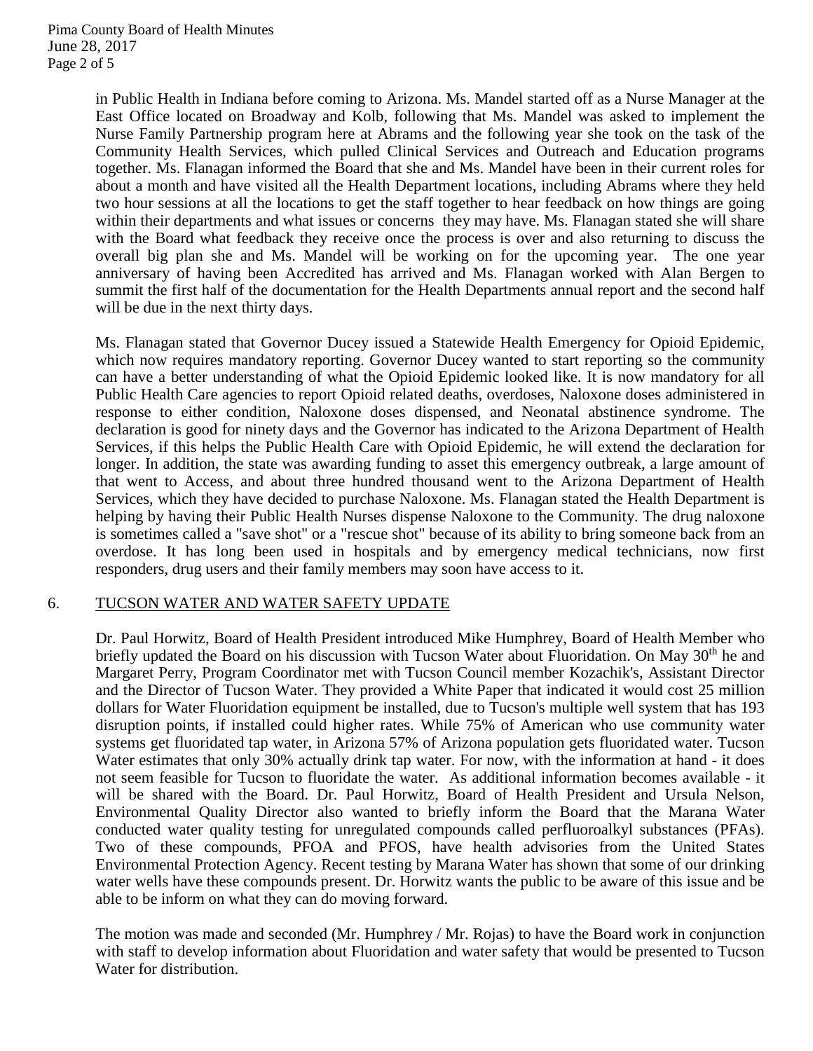in Public Health in Indiana before coming to Arizona. Ms. Mandel started off as a Nurse Manager at the East Office located on Broadway and Kolb, following that Ms. Mandel was asked to implement the Nurse Family Partnership program here at Abrams and the following year she took on the task of the Community Health Services, which pulled Clinical Services and Outreach and Education programs together. Ms. Flanagan informed the Board that she and Ms. Mandel have been in their current roles for about a month and have visited all the Health Department locations, including Abrams where they held two hour sessions at all the locations to get the staff together to hear feedback on how things are going within their departments and what issues or concerns they may have. Ms. Flanagan stated she will share with the Board what feedback they receive once the process is over and also returning to discuss the overall big plan she and Ms. Mandel will be working on for the upcoming year. The one year anniversary of having been Accredited has arrived and Ms. Flanagan worked with Alan Bergen to summit the first half of the documentation for the Health Departments annual report and the second half will be due in the next thirty days.

Ms. Flanagan stated that Governor Ducey issued a Statewide Health Emergency for Opioid Epidemic, which now requires mandatory reporting. Governor Ducey wanted to start reporting so the community can have a better understanding of what the Opioid Epidemic looked like. It is now mandatory for all Public Health Care agencies to report Opioid related deaths, overdoses, Naloxone doses administered in response to either condition, Naloxone doses dispensed, and Neonatal abstinence syndrome. The declaration is good for ninety days and the Governor has indicated to the Arizona Department of Health Services, if this helps the Public Health Care with Opioid Epidemic, he will extend the declaration for longer. In addition, the state was awarding funding to asset this emergency outbreak, a large amount of that went to Access, and about three hundred thousand went to the Arizona Department of Health Services, which they have decided to purchase Naloxone. Ms. Flanagan stated the Health Department is helping by having their Public Health Nurses dispense Naloxone to the Community. The drug naloxone is sometimes called a "save shot" or a "rescue shot" because of its ability to bring someone back from an overdose. It has long been used in hospitals and by emergency medical technicians, now first responders, drug users and their family members may soon have access to it.

## 6. TUCSON WATER AND WATER SAFETY UPDATE

Dr. Paul Horwitz, Board of Health President introduced Mike Humphrey, Board of Health Member who briefly updated the Board on his discussion with Tucson Water about Fluoridation. On May 30th he and Margaret Perry, Program Coordinator met with Tucson Council member Kozachik's, Assistant Director and the Director of Tucson Water. They provided a White Paper that indicated it would cost 25 million dollars for Water Fluoridation equipment be installed, due to Tucson's multiple well system that has 193 disruption points, if installed could higher rates. While 75% of American who use community water systems get fluoridated tap water, in Arizona 57% of Arizona population gets fluoridated water. Tucson Water estimates that only 30% actually drink tap water. For now, with the information at hand - it does not seem feasible for Tucson to fluoridate the water. As additional information becomes available - it will be shared with the Board. Dr. Paul Horwitz, Board of Health President and Ursula Nelson, Environmental Quality Director also wanted to briefly inform the Board that the Marana Water conducted water quality testing for unregulated compounds called perfluoroalkyl substances (PFAs). Two of these compounds, PFOA and PFOS, have health advisories from the United States Environmental Protection Agency. Recent testing by Marana Water has shown that some of our drinking water wells have these compounds present. Dr. Horwitz wants the public to be aware of this issue and be able to be inform on what they can do moving forward.

The motion was made and seconded (Mr. Humphrey / Mr. Rojas) to have the Board work in conjunction with staff to develop information about Fluoridation and water safety that would be presented to Tucson Water for distribution.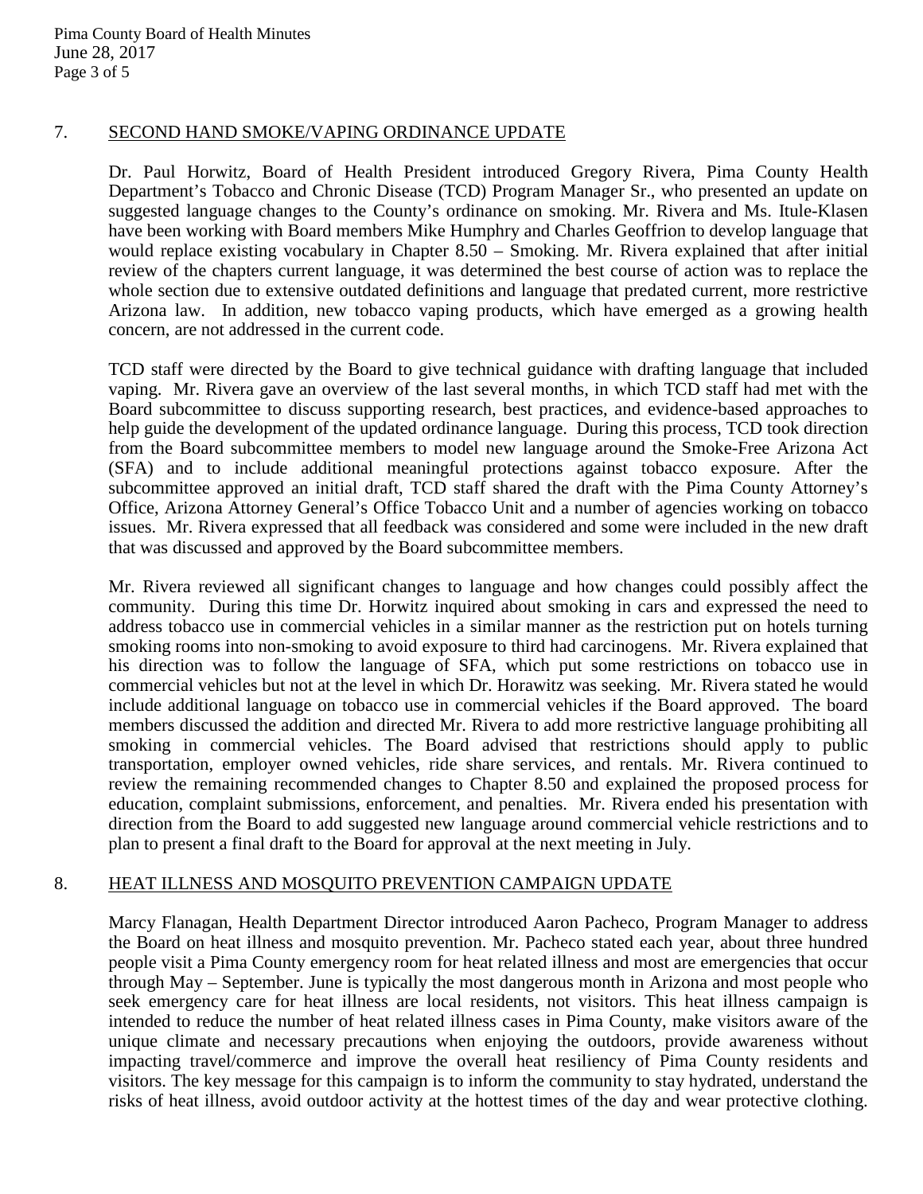7. SECOND HAND SMOKE/VAPING ORDINANCE UPDATE

Dr. Paul Horwitz, Board of Health President introduced Gregory Rivera, Pima County Health Department's Tobacco and Chronic Disease (TCD) Program Manager Sr., who presented an update on suggested language changes to the County's ordinance on smoking. Mr. Rivera and Ms. Itule-Klasen have been working with Board members Mike Humphry and Charles Geoffrion to develop language that would replace existing vocabulary in Chapter 8.50 – Smoking. Mr. Rivera explained that after initial review of the chapters current language, it was determined the best course of action was to replace the whole section due to extensive outdated definitions and language that predated current, more restrictive Arizona law. In addition, new tobacco vaping products, which have emerged as a growing health concern, are not addressed in the current code.

TCD staff were directed by the Board to give technical guidance with drafting language that included vaping. Mr. Rivera gave an overview of the last several months, in which TCD staff had met with the Board subcommittee to discuss supporting research, best practices, and evidence-based approaches to help guide the development of the updated ordinance language. During this process, TCD took direction from the Board subcommittee members to model new language around the Smoke-Free Arizona Act (SFA) and to include additional meaningful protections against tobacco exposure. After the subcommittee approved an initial draft, TCD staff shared the draft with the Pima County Attorney's Office, Arizona Attorney General's Office Tobacco Unit and a number of agencies working on tobacco issues. Mr. Rivera expressed that all feedback was considered and some were included in the new draft that was discussed and approved by the Board subcommittee members.

Mr. Rivera reviewed all significant changes to language and how changes could possibly affect the community. During this time Dr. Horwitz inquired about smoking in cars and expressed the need to address tobacco use in commercial vehicles in a similar manner as the restriction put on hotels turning smoking rooms into non-smoking to avoid exposure to third had carcinogens. Mr. Rivera explained that his direction was to follow the language of SFA, which put some restrictions on tobacco use in commercial vehicles but not at the level in which Dr. Horawitz was seeking. Mr. Rivera stated he would include additional language on tobacco use in commercial vehicles if the Board approved. The board members discussed the addition and directed Mr. Rivera to add more restrictive language prohibiting all smoking in commercial vehicles. The Board advised that restrictions should apply to public transportation, employer owned vehicles, ride share services, and rentals. Mr. Rivera continued to review the remaining recommended changes to Chapter 8.50 and explained the proposed process for education, complaint submissions, enforcement, and penalties. Mr. Rivera ended his presentation with direction from the Board to add suggested new language around commercial vehicle restrictions and to plan to present a final draft to the Board for approval at the next meeting in July.

8. HEAT ILLNESS AND MOSQUITO PREVENTION CAMPAIGN UPDATE

Marcy Flanagan, Health Department Director introduced Aaron Pacheco, Program Manager to address the Board on heat illness and mosquito prevention. Mr. Pacheco stated each year, about three hundred people visit a Pima County emergency room for heat related illness and most are emergencies that occur through May – September. June is typically the most dangerous month in Arizona and most people who seek emergency care for heat illness are local residents, not visitors. This heat illness campaign is intended to reduce the number of heat related illness cases in Pima County, make visitors aware of the unique climate and necessary precautions when enjoying the outdoors, provide awareness without impacting travel/commerce and improve the overall heat resiliency of Pima County residents and visitors. The key message for this campaign is to inform the community to stay hydrated, understand the risks of heat illness, avoid outdoor activity at the hottest times of the day and wear protective clothing.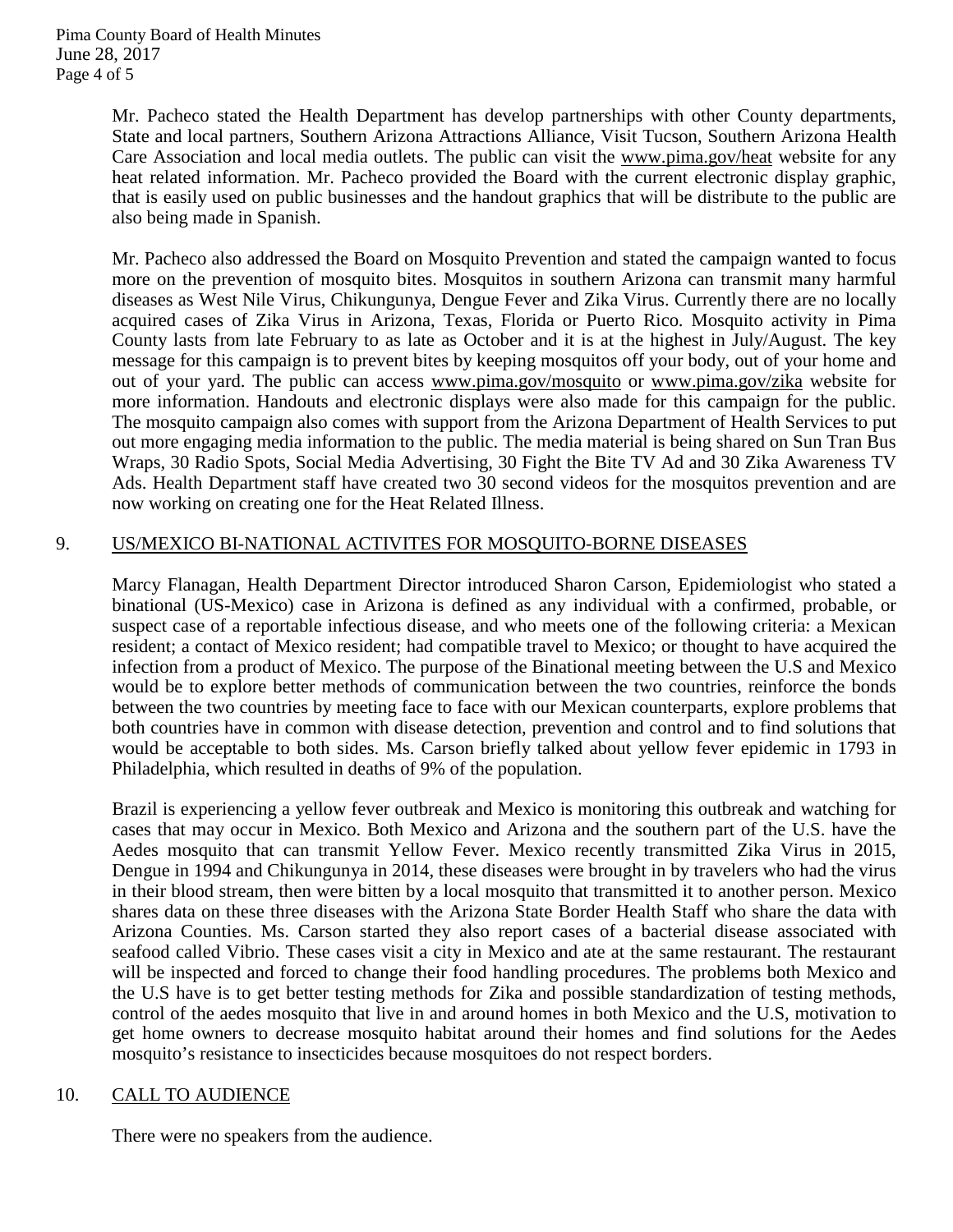Mr. Pacheco stated the Health Department has develop partnerships with other County departments, State and local partners, Southern Arizona Attractions Alliance, Visit Tucson, Southern Arizona Health Care Association and local media outlets. The public can visit the www.pima.gov/heat website for any heat related information. Mr. Pacheco provided the Board with the current electronic display graphic, that is easily used on public businesses and the handout graphics that will be distribute to the public are also being made in Spanish.

Mr. Pacheco also addressed the Board on Mosquito Prevention and stated the campaign wanted to focus more on the prevention of mosquito bites. Mosquitos in southern Arizona can transmit many harmful diseases as West Nile Virus, Chikungunya, Dengue Fever and Zika Virus. Currently there are no locally acquired cases of Zika Virus in Arizona, Texas, Florida or Puerto Rico. Mosquito activity in Pima County lasts from late February to as late as October and it is at the highest in July/August. The key message for this campaign is to prevent bites by keeping mosquitos off your body, out of your home and out of your yard. The public can access www.pima.gov/mosquito or www.pima.gov/zika website for more information. Handouts and electronic displays were also made for this campaign for the public. The mosquito campaign also comes with support from the Arizona Department of Health Services to put out more engaging media information to the public. The media material is being shared on Sun Tran Bus Wraps, 30 Radio Spots, Social Media Advertising, 30 Fight the Bite TV Ad and 30 Zika Awareness TV Ads. Health Department staff have created two 30 second videos for the mosquitos prevention and are now working on creating one for the Heat Related Illness.

9. US/MEXICO BI-NATIONAL ACTIVITES FOR MOSQUITO-BORNE DISEASES

Marcy Flanagan, Health Department Director introduced Sharon Carson, Epidemiologist who stated a binational (US-Mexico) case in Arizona is defined as any individual with a confirmed, probable, or suspect case of a reportable infectious disease, and who meets one of the following criteria: a Mexican resident; a contact of Mexico resident; had compatible travel to Mexico; or thought to have acquired the infection from a product of Mexico. The purpose of the Binational meeting between the U.S and Mexico would be to explore better methods of communication between the two countries, reinforce the bonds between the two countries by meeting face to face with our Mexican counterparts, explore problems that both countries have in common with disease detection, prevention and control and to find solutions that would be acceptable to both sides. Ms. Carson briefly talked about yellow fever epidemic in 1793 in Philadelphia, which resulted in deaths of 9% of the population.

Brazil is experiencing a yellow fever outbreak and Mexico is monitoring this outbreak and watching for cases that may occur in Mexico. Both Mexico and Arizona and the southern part of the U.S. have the Aedes mosquito that can transmit Yellow Fever. Mexico recently transmitted Zika Virus in 2015, Dengue in 1994 and Chikungunya in 2014, these diseases were brought in by travelers who had the virus in their blood stream, then were bitten by a local mosquito that transmitted it to another person. Mexico shares data on these three diseases with the Arizona State Border Health Staff who share the data with Arizona Counties. Ms. Carson started they also report cases of a bacterial disease associated with seafood called Vibrio. These cases visit a city in Mexico and ate at the same restaurant. The restaurant will be inspected and forced to change their food handling procedures. The problems both Mexico and the U.S have is to get better testing methods for Zika and possible standardization of testing methods, control of the aedes mosquito that live in and around homes in both Mexico and the U.S, motivation to get home owners to decrease mosquito habitat around their homes and find solutions for the Aedes mosquito's resistance to insecticides because mosquitoes do not respect borders.

10. CALL TO AUDIENCE

There were no speakers from the audience.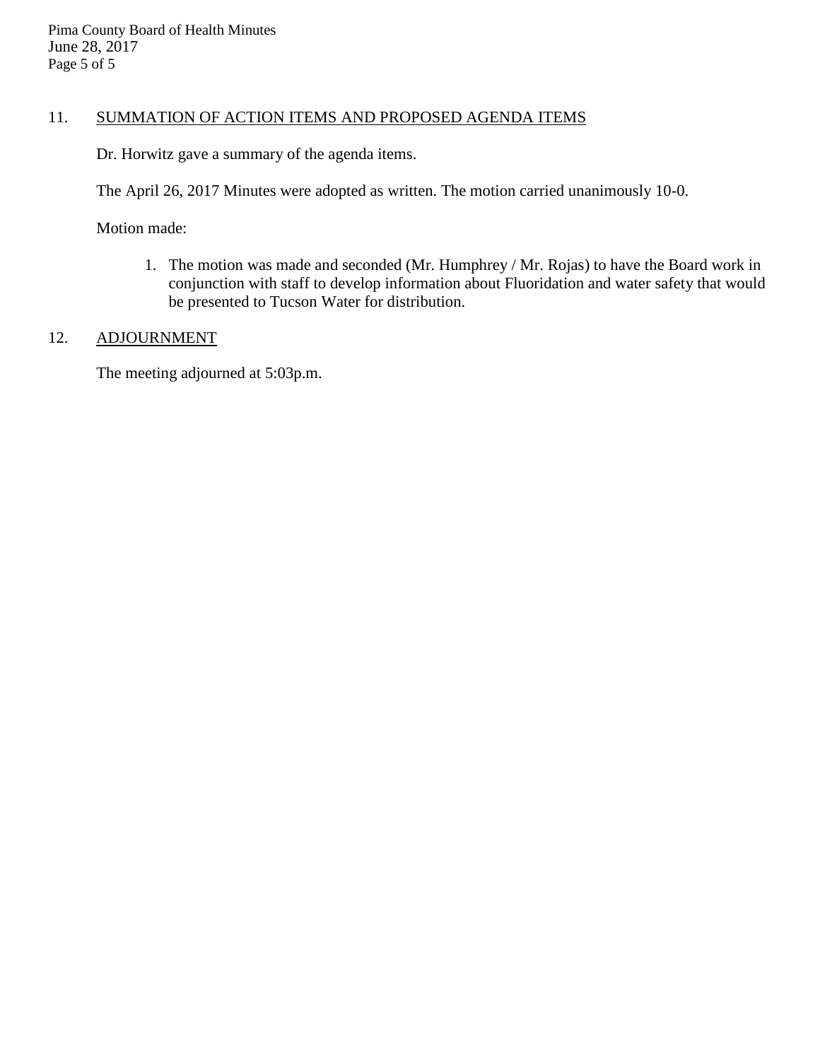## 11. SUMMATION OF ACTION ITEMS AND PROPOSED AGENDA ITEMS

Dr. Horwitz gave a summary of the agenda items.

The April 26, 2017 Minutes were adopted as written. The motion carried unanimously 10-0.

Motion made:

1. The motion was made and seconded (Mr. Humphrey / Mr. Rojas) to have the Board work in conjunction with staff to develop information about Fluoridation and water safety that would be presented to Tucson Water for distribution.

## 12. ADJOURNMENT

The meeting adjourned at 5:03p.m.